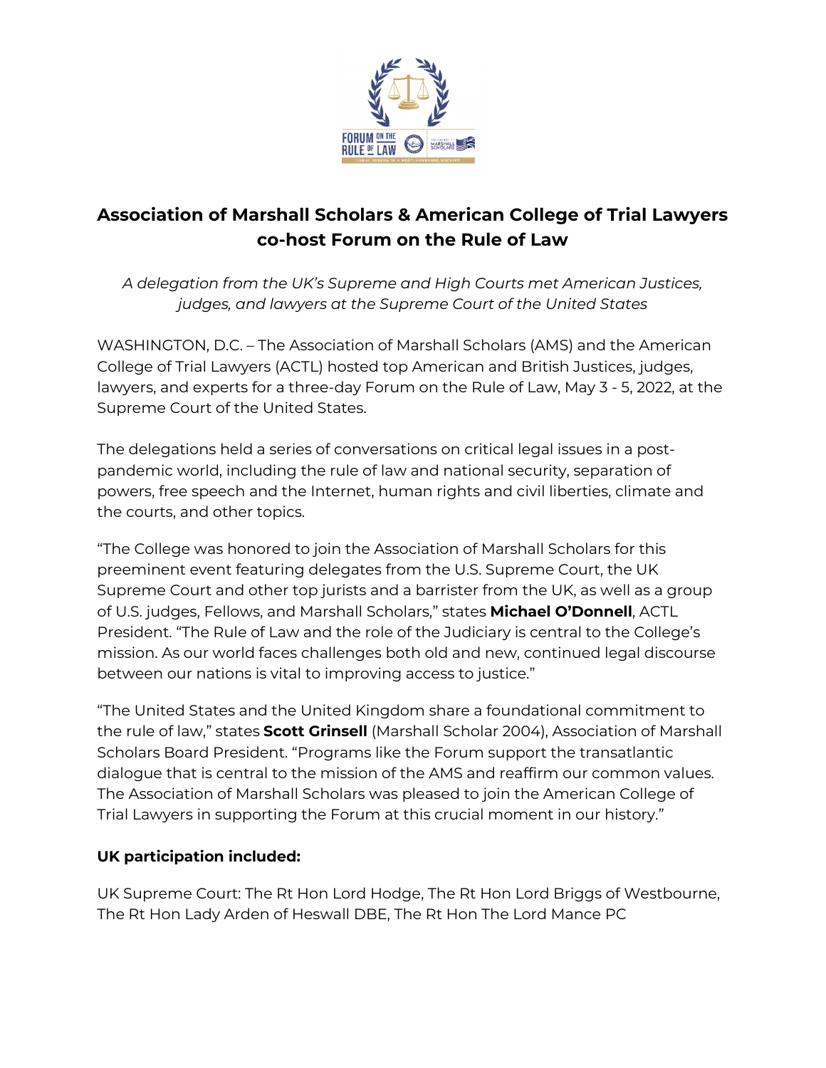# Association of Marshall Scholars & American College of Trial Lawyers co-host Forum on the Rule of Law

*A delegation from the UK's Supreme and High Courts met American Justices, judges, and lawyers at the Supreme Court of the United States*

WASHINGTON, D.C. – The Association of Marshall Scholars (AMS) and the American College of Trial Lawyers (ACTL) hosted top American and British Justices, judges, lawyers, and experts for a three-day Forum on the Rule of Law, May 3 - 5, 2022, at the Supreme Court of the United States.

The delegations held a series of conversations on critical legal issues in a post-pandemic world, including the rule of law and national security, separation of powers, free speech and the Internet, human rights and civil liberties, climate and the courts, and other topics.

"The College was honored to join the Association of Marshall Scholars for this preeminent event featuring delegates from the U.S. Supreme Court, the UK Supreme Court and other top jurists and a barrister from the UK, as well as a group of U.S. judges, Fellows, and Marshall Scholars," states **Michael O'Donnell**, ACTL President. "The Rule of Law and the role of the Judiciary is central to the College's mission. As our world faces challenges both old and new, continued legal discourse between our nations is vital to improving access to justice."

"The United States and the United Kingdom share a foundational commitment to the rule of law," states **Scott Grinsell** (Marshall Scholar 2004), Association of Marshall Scholars Board President. "Programs like the Forum support the transatlantic dialogue that is central to the mission of the AMS and reaffirm our common values. The Association of Marshall Scholars was pleased to join the American College of Trial Lawyers in supporting the Forum at this crucial moment in our history."

**UK participation included:**

UK Supreme Court: The Rt Hon Lord Hodge, The Rt Hon Lord Briggs of Westbourne, The Rt Hon Lady Arden of Heswall DBE, The Rt Hon The Lord Mance PC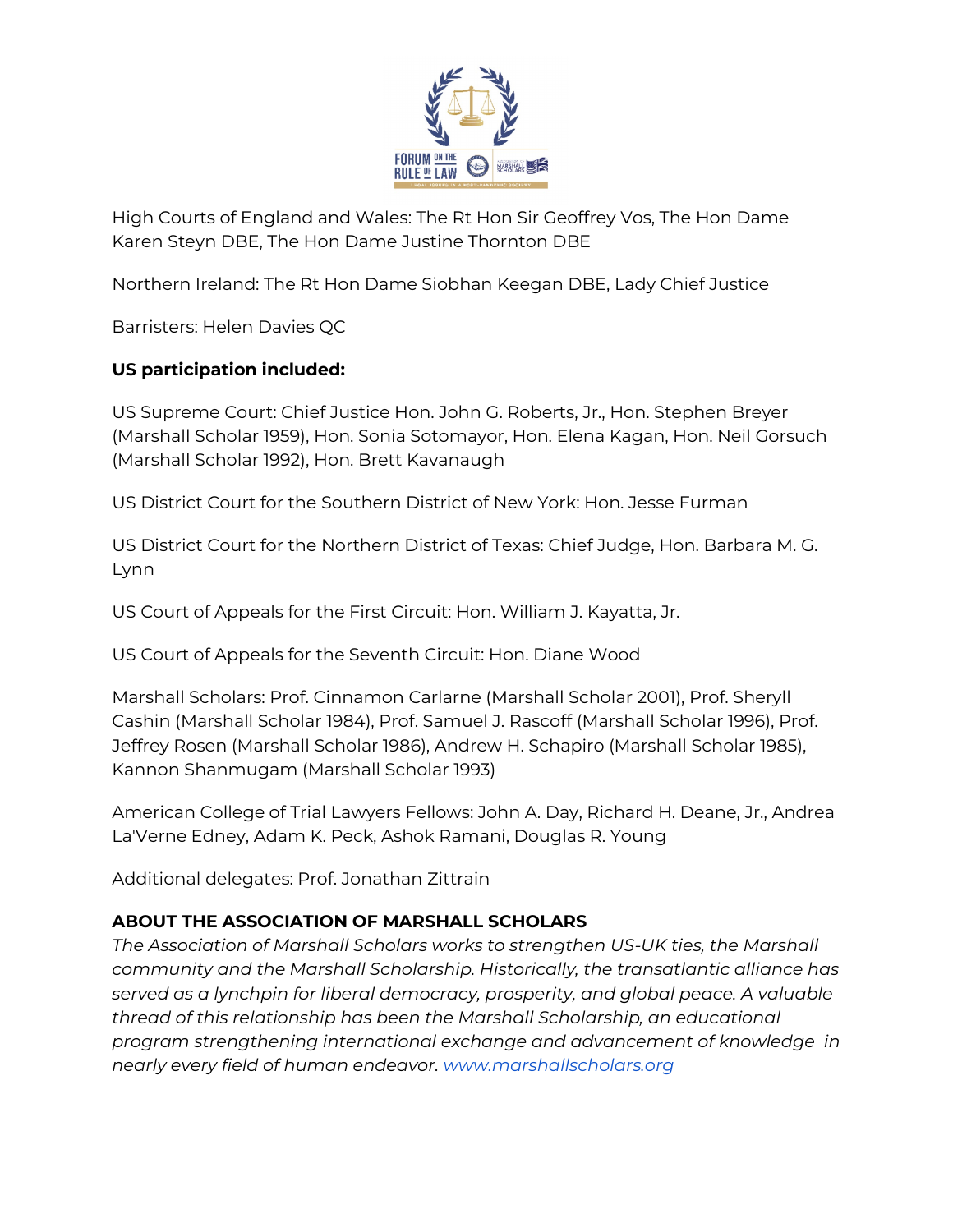High Courts of England and Wales: The Rt Hon Sir Geoffrey Vos, The Hon Dame Karen Steyn DBE, The Hon Dame Justine Thornton DBE

Northern Ireland: The Rt Hon Dame Siobhan Keegan DBE, Lady Chief Justice

Barristers: Helen Davies QC

**US participation included:**

US Supreme Court: Chief Justice Hon. John G. Roberts, Jr., Hon. Stephen Breyer (Marshall Scholar 1959), Hon. Sonia Sotomayor, Hon. Elena Kagan, Hon. Neil Gorsuch (Marshall Scholar 1992), Hon. Brett Kavanaugh

US District Court for the Southern District of New York: Hon. Jesse Furman

US District Court for the Northern District of Texas: Chief Judge, Hon. Barbara M. G. Lynn

US Court of Appeals for the First Circuit: Hon. William J. Kayatta, Jr.

US Court of Appeals for the Seventh Circuit: Hon. Diane Wood

Marshall Scholars: Prof. Cinnamon Carlarne (Marshall Scholar 2001), Prof. Sheryll Cashin (Marshall Scholar 1984), Prof. Samuel J. Rascoff (Marshall Scholar 1996), Prof. Jeffrey Rosen (Marshall Scholar 1986), Andrew H. Schapiro (Marshall Scholar 1985), Kannon Shanmugam (Marshall Scholar 1993)

American College of Trial Lawyers Fellows: John A. Day, Richard H. Deane, Jr., Andrea La'Verne Edney, Adam K. Peck, Ashok Ramani, Douglas R. Young

Additional delegates: Prof. Jonathan Zittrain

**ABOUT THE ASSOCIATION OF MARSHALL SCHOLARS**

*The Association of Marshall Scholars works to strengthen US-UK ties, the Marshall community and the Marshall Scholarship. Historically, the transatlantic alliance has served as a lynchpin for liberal democracy, prosperity, and global peace. A valuable thread of this relationship has been the Marshall Scholarship, an educational program strengthening international exchange and advancement of knowledge in nearly every field of human endeavor.* [www.marshallscholars.org](http://www.marshallscholars.org)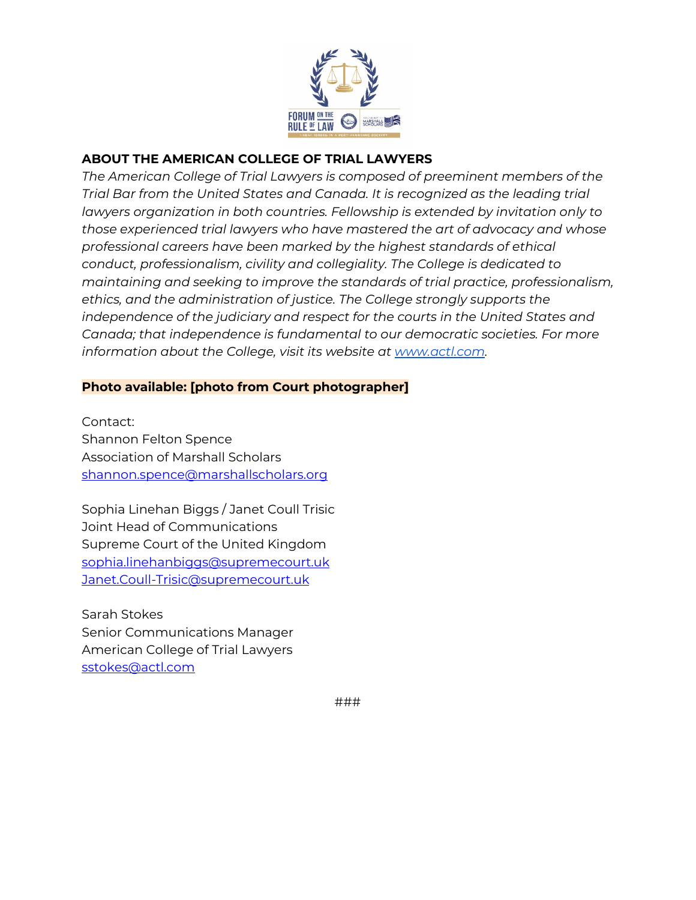## ABOUT THE AMERICAN COLLEGE OF TRIAL LAWYERS

*The American College of Trial Lawyers is composed of preeminent members of the Trial Bar from the United States and Canada. It is recognized as the leading trial lawyers organization in both countries. Fellowship is extended by invitation only to those experienced trial lawyers who have mastered the art of advocacy and whose professional careers have been marked by the highest standards of ethical conduct, professionalism, civility and collegiality. The College is dedicated to maintaining and seeking to improve the standards of trial practice, professionalism, ethics, and the administration of justice. The College strongly supports the independence of the judiciary and respect for the courts in the United States and Canada; that independence is fundamental to our democratic societies. For more information about the College, visit its website at [www.actl.com](http://www.actl.com).*

**Photo available: [photo from Court photographer]**

Contact:
Shannon Felton Spence
Association of Marshall Scholars
shannon.spence@marshallscholars.org

Sophia Linehan Biggs / Janet Coull Trisic
Joint Head of Communications
Supreme Court of the United Kingdom
sophia.linehanbiggs@supremecourt.uk
Janet.Coull-Trisic@supremecourt.uk

Sarah Stokes
Senior Communications Manager
American College of Trial Lawyers
sstokes@actl.com

###